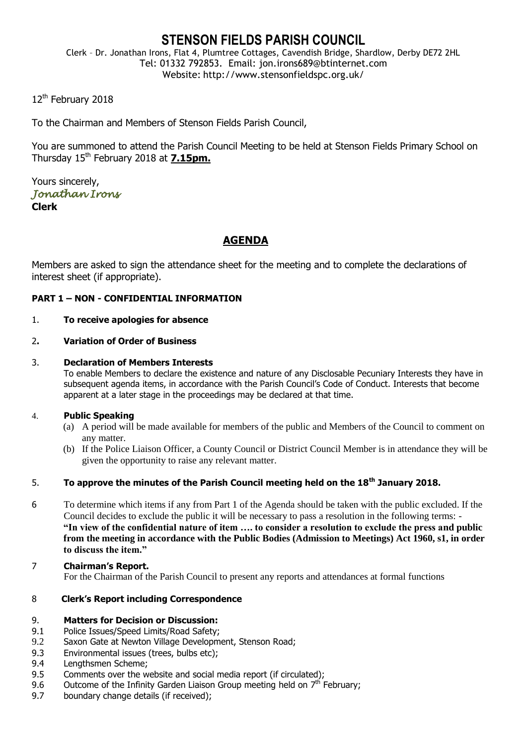# STENSON FIELDS PARISH COUNCIL

Clerk – Dr. Jonathan Irons, Flat 4, Plumtree Cottages, Cavendish Bridge, Shardlow, Derby DE72 2HL
Tel: 01332 792853. Email: jon.irons689@btinternet.com
Website: http://www.stensonfieldspc.org.uk/

12th February 2018

To the Chairman and Members of Stenson Fields Parish Council,

You are summoned to attend the Parish Council Meeting to be held at Stenson Fields Primary School on Thursday 15th February 2018 at **7.15pm.**

Yours sincerely,
*Jonathan Irons*
**Clerk**

## AGENDA

Members are asked to sign the attendance sheet for the meeting and to complete the declarations of interest sheet (if appropriate).

**PART 1 – NON - CONFIDENTIAL INFORMATION**

1. **To receive apologies for absence**

2. **Variation of Order of Business**

3. **Declaration of Members Interests**
   To enable Members to declare the existence and nature of any Disclosable Pecuniary Interests they have in subsequent agenda items, in accordance with the Parish Council's Code of Conduct. Interests that become apparent at a later stage in the proceedings may be declared at that time.

4. **Public Speaking**
   (a) A period will be made available for members of the public and Members of the Council to comment on any matter.
   (b) If the Police Liaison Officer, a County Council or District Council Member is in attendance they will be given the opportunity to raise any relevant matter.

5. **To approve the minutes of the Parish Council meeting held on the 18th January 2018.**

6. To determine which items if any from Part 1 of the Agenda should be taken with the public excluded. If the Council decides to exclude the public it will be necessary to pass a resolution in the following terms: - **"In view of the confidential nature of item …. to consider a resolution to exclude the press and public from the meeting in accordance with the Public Bodies (Admission to Meetings) Act 1960, s1, in order to discuss the item."**

7. **Chairman's Report.**
   For the Chairman of the Parish Council to present any reports and attendances at formal functions

8. **Clerk's Report including Correspondence**

9. **Matters for Decision or Discussion:**
   - 9.1 Police Issues/Speed Limits/Road Safety;
   - 9.2 Saxon Gate at Newton Village Development, Stenson Road;
   - 9.3 Environmental issues (trees, bulbs etc);
   - 9.4 Lengthsmen Scheme;
   - 9.5 Comments over the website and social media report (if circulated);
   - 9.6 Outcome of the Infinity Garden Liaison Group meeting held on 7th February;
   - 9.7 boundary change details (if received);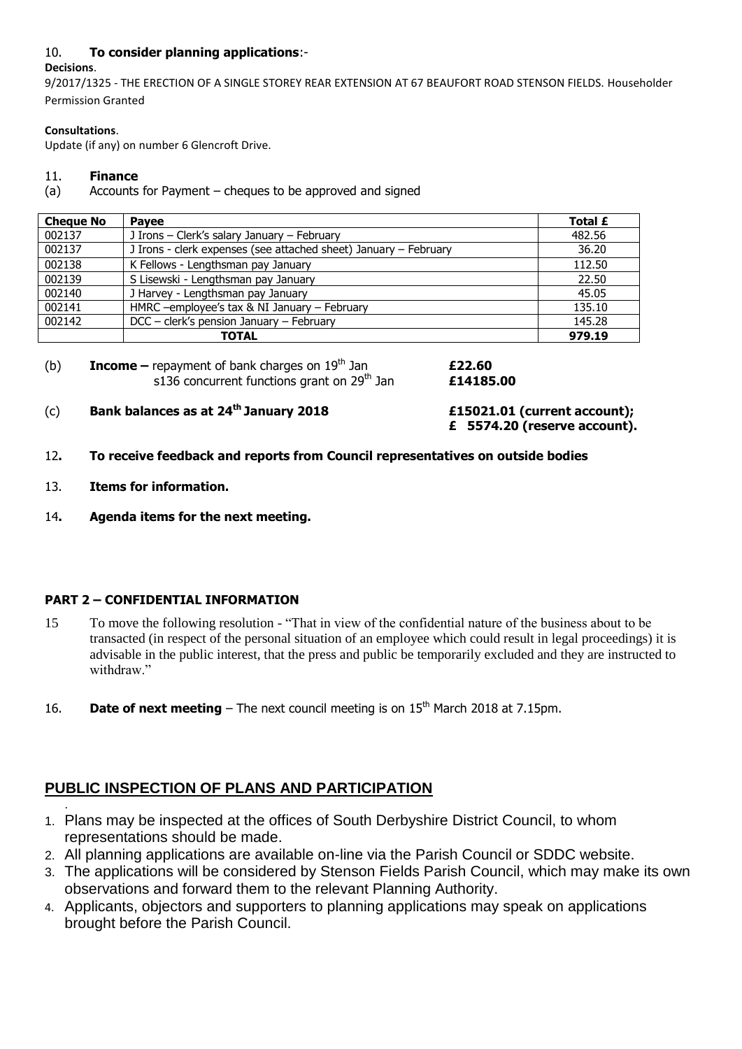10. **To consider planning applications**:-

**Decisions**.

9/2017/1325 - THE ERECTION OF A SINGLE STOREY REAR EXTENSION AT 67 BEAUFORT ROAD STENSON FIELDS. Householder Permission Granted

**Consultations**.

Update (if any) on number 6 Glencroft Drive.

11. **Finance**

(a) Accounts for Payment – cheques to be approved and signed

| Cheque No | Payee | Total £ |
|---|---|---|
| 002137 | J Irons – Clerk's salary January – February | 482.56 |
| 002137 | J Irons - clerk expenses (see attached sheet) January – February | 36.20 |
| 002138 | K Fellows - Lengthsman pay January | 112.50 |
| 002139 | S Lisewski - Lengthsman pay January | 22.50 |
| 002140 | J Harvey - Lengthsman pay January | 45.05 |
| 002141 | HMRC –employee's tax & NI January – February | 135.10 |
| 002142 | DCC – clerk's pension January – February | 145.28 |
| | **TOTAL** | **979.19** |

(b) **Income –** repayment of bank charges on 19th Jan **£22.60**
s136 concurrent functions grant on 29th Jan **£14185.00**

(c) **Bank balances as at 24th January 2018** **£15021.01 (current account); £ 5574.20 (reserve account).**

12**. To receive feedback and reports from Council representatives on outside bodies**

13. **Items for information.**

14**. Agenda items for the next meeting.**

**PART 2 – CONFIDENTIAL INFORMATION**

15 To move the following resolution - "That in view of the confidential nature of the business about to be transacted (in respect of the personal situation of an employee which could result in legal proceedings) it is advisable in the public interest, that the press and public be temporarily excluded and they are instructed to withdraw."

16. **Date of next meeting** – The next council meeting is on 15th March 2018 at 7.15pm.

## PUBLIC INSPECTION OF PLANS AND PARTICIPATION

1. Plans may be inspected at the offices of South Derbyshire District Council, to whom representations should be made.
2. All planning applications are available on-line via the Parish Council or SDDC website.
3. The applications will be considered by Stenson Fields Parish Council, which may make its own observations and forward them to the relevant Planning Authority.
4. Applicants, objectors and supporters to planning applications may speak on applications brought before the Parish Council.